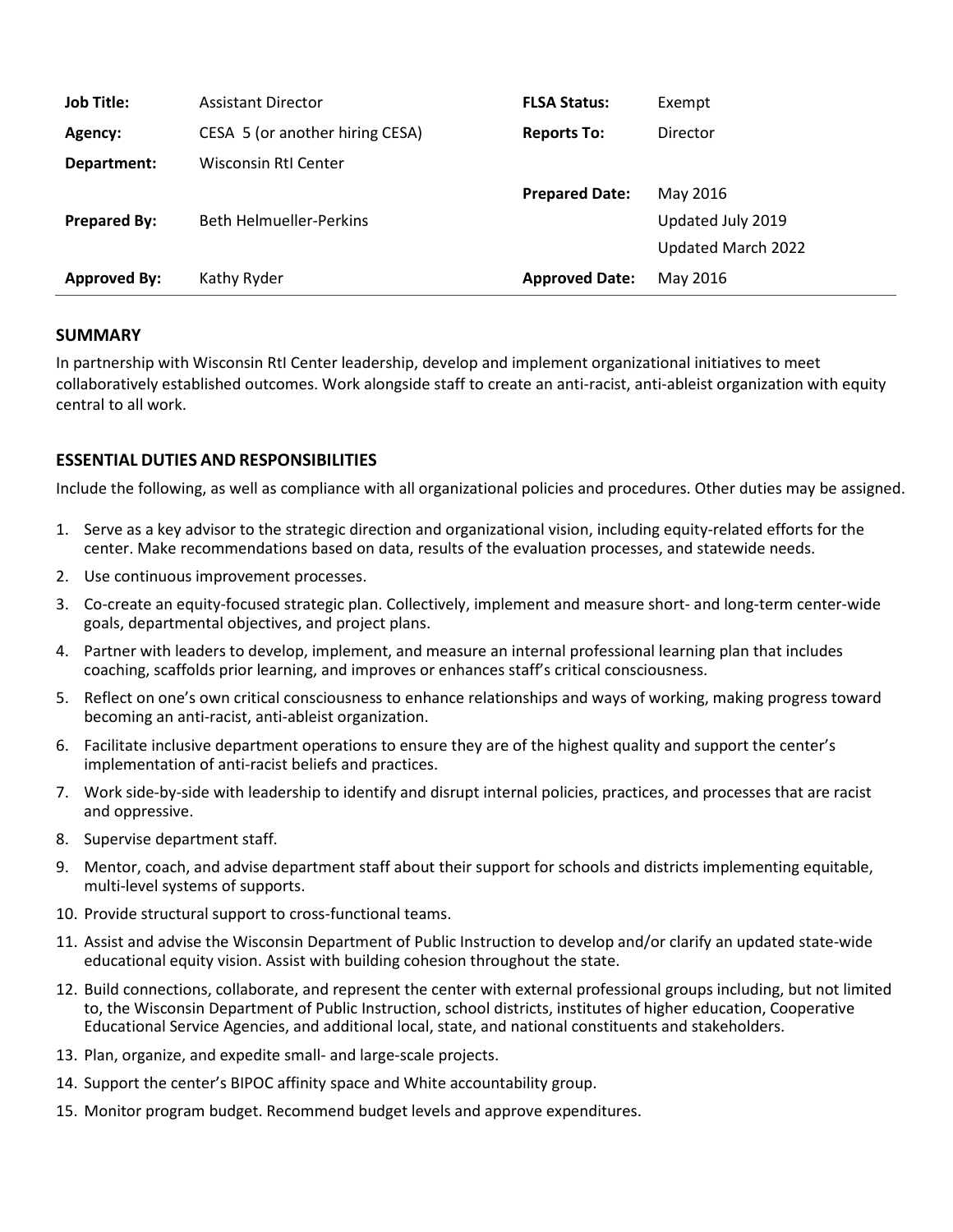| | | | |
|---|---|---|---|
| **Job Title:** | Assistant Director | **FLSA Status:** | Exempt |
| **Agency:** | CESA 5 (or another hiring CESA) | **Reports To:** | Director |
| **Department:** | Wisconsin RtI Center | | |
| | | **Prepared Date:** | May 2016 |
| **Prepared By:** | Beth Helmueller-Perkins | | Updated July 2019 |
| | | | Updated March 2022 |
| **Approved By:** | Kathy Ryder | **Approved Date:** | May 2016 |

## SUMMARY

In partnership with Wisconsin RtI Center leadership, develop and implement organizational initiatives to meet collaboratively established outcomes. Work alongside staff to create an anti-racist, anti-ableist organization with equity central to all work.

## ESSENTIAL DUTIES AND RESPONSIBILITIES

Include the following, as well as compliance with all organizational policies and procedures. Other duties may be assigned.

1. Serve as a key advisor to the strategic direction and organizational vision, including equity-related efforts for the center. Make recommendations based on data, results of the evaluation processes, and statewide needs.
2. Use continuous improvement processes.
3. Co-create an equity-focused strategic plan. Collectively, implement and measure short- and long-term center-wide goals, departmental objectives, and project plans.
4. Partner with leaders to develop, implement, and measure an internal professional learning plan that includes coaching, scaffolds prior learning, and improves or enhances staff's critical consciousness.
5. Reflect on one's own critical consciousness to enhance relationships and ways of working, making progress toward becoming an anti-racist, anti-ableist organization.
6. Facilitate inclusive department operations to ensure they are of the highest quality and support the center's implementation of anti-racist beliefs and practices.
7. Work side-by-side with leadership to identify and disrupt internal policies, practices, and processes that are racist and oppressive.
8. Supervise department staff.
9. Mentor, coach, and advise department staff about their support for schools and districts implementing equitable, multi-level systems of supports.
10. Provide structural support to cross-functional teams.
11. Assist and advise the Wisconsin Department of Public Instruction to develop and/or clarify an updated state-wide educational equity vision. Assist with building cohesion throughout the state.
12. Build connections, collaborate, and represent the center with external professional groups including, but not limited to, the Wisconsin Department of Public Instruction, school districts, institutes of higher education, Cooperative Educational Service Agencies, and additional local, state, and national constituents and stakeholders.
13. Plan, organize, and expedite small- and large-scale projects.
14. Support the center's BIPOC affinity space and White accountability group.
15. Monitor program budget. Recommend budget levels and approve expenditures.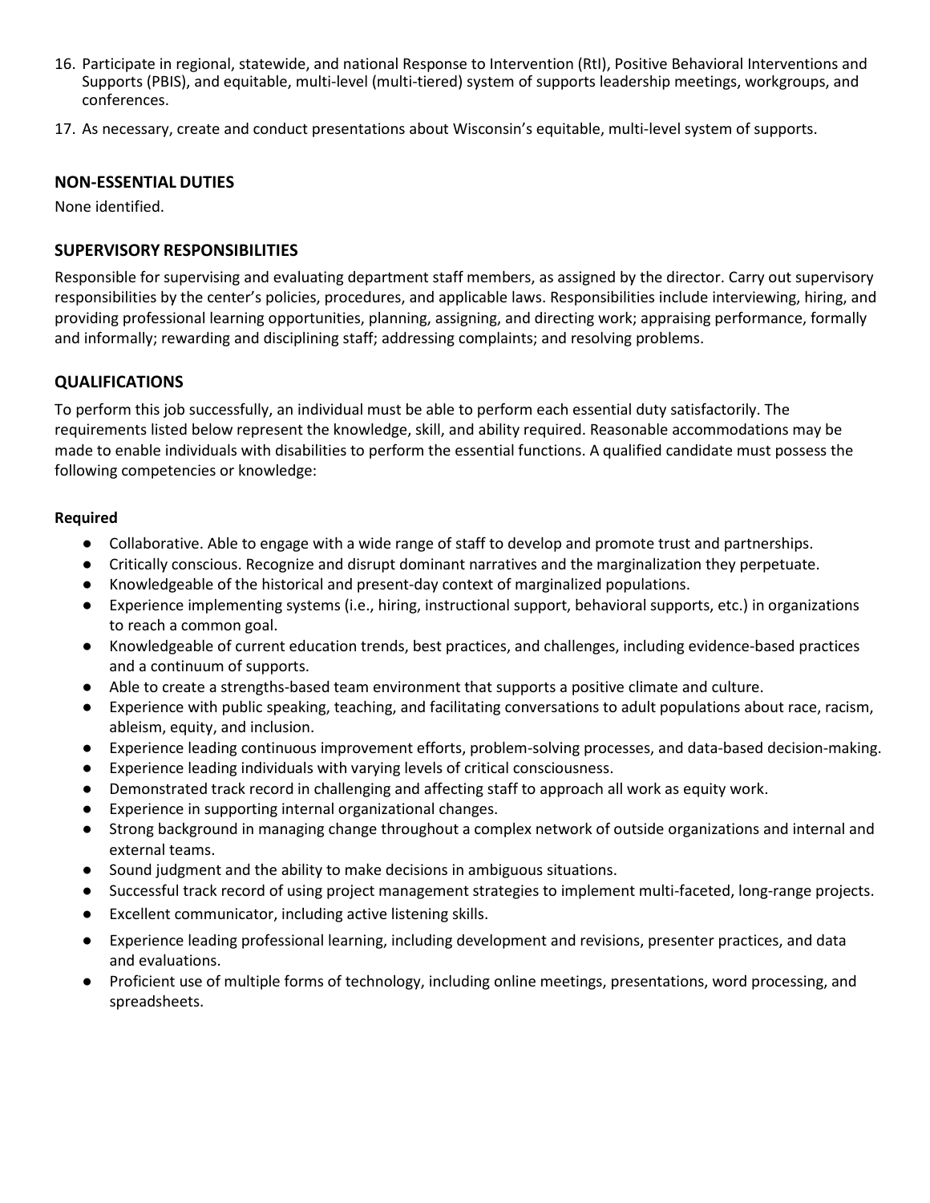16. Participate in regional, statewide, and national Response to Intervention (RtI), Positive Behavioral Interventions and Supports (PBIS), and equitable, multi-level (multi-tiered) system of supports leadership meetings, workgroups, and conferences.
17. As necessary, create and conduct presentations about Wisconsin's equitable, multi-level system of supports.

## NON-ESSENTIAL DUTIES

None identified.

## SUPERVISORY RESPONSIBILITIES

Responsible for supervising and evaluating department staff members, as assigned by the director. Carry out supervisory responsibilities by the center's policies, procedures, and applicable laws. Responsibilities include interviewing, hiring, and providing professional learning opportunities, planning, assigning, and directing work; appraising performance, formally and informally; rewarding and disciplining staff; addressing complaints; and resolving problems.

## QUALIFICATIONS

To perform this job successfully, an individual must be able to perform each essential duty satisfactorily. The requirements listed below represent the knowledge, skill, and ability required. Reasonable accommodations may be made to enable individuals with disabilities to perform the essential functions. A qualified candidate must possess the following competencies or knowledge:

**Required**

- Collaborative. Able to engage with a wide range of staff to develop and promote trust and partnerships.
- Critically conscious. Recognize and disrupt dominant narratives and the marginalization they perpetuate.
- Knowledgeable of the historical and present-day context of marginalized populations.
- Experience implementing systems (i.e., hiring, instructional support, behavioral supports, etc.) in organizations to reach a common goal.
- Knowledgeable of current education trends, best practices, and challenges, including evidence-based practices and a continuum of supports.
- Able to create a strengths-based team environment that supports a positive climate and culture.
- Experience with public speaking, teaching, and facilitating conversations to adult populations about race, racism, ableism, equity, and inclusion.
- Experience leading continuous improvement efforts, problem-solving processes, and data-based decision-making.
- Experience leading individuals with varying levels of critical consciousness.
- Demonstrated track record in challenging and affecting staff to approach all work as equity work.
- Experience in supporting internal organizational changes.
- Strong background in managing change throughout a complex network of outside organizations and internal and external teams.
- Sound judgment and the ability to make decisions in ambiguous situations.
- Successful track record of using project management strategies to implement multi-faceted, long-range projects.
- Excellent communicator, including active listening skills.
- Experience leading professional learning, including development and revisions, presenter practices, and data and evaluations.
- Proficient use of multiple forms of technology, including online meetings, presentations, word processing, and spreadsheets.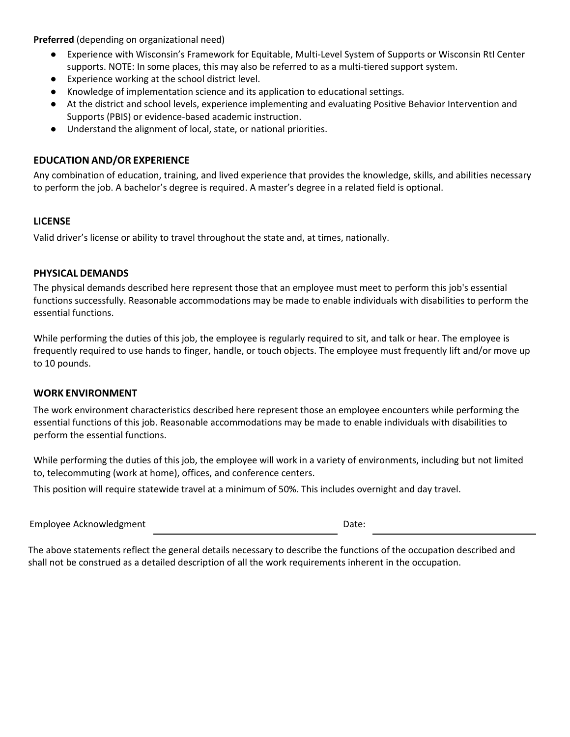**Preferred** (depending on organizational need)

- Experience with Wisconsin's Framework for Equitable, Multi-Level System of Supports or Wisconsin RtI Center supports. NOTE: In some places, this may also be referred to as a multi-tiered support system.
- Experience working at the school district level.
- Knowledge of implementation science and its application to educational settings.
- At the district and school levels, experience implementing and evaluating Positive Behavior Intervention and Supports (PBIS) or evidence-based academic instruction.
- Understand the alignment of local, state, or national priorities.

## EDUCATION AND/OR EXPERIENCE

Any combination of education, training, and lived experience that provides the knowledge, skills, and abilities necessary to perform the job. A bachelor's degree is required. A master's degree in a related field is optional.

## LICENSE

Valid driver's license or ability to travel throughout the state and, at times, nationally.

## PHYSICAL DEMANDS

The physical demands described here represent those that an employee must meet to perform this job's essential functions successfully. Reasonable accommodations may be made to enable individuals with disabilities to perform the essential functions.

While performing the duties of this job, the employee is regularly required to sit, and talk or hear. The employee is frequently required to use hands to finger, handle, or touch objects. The employee must frequently lift and/or move up to 10 pounds.

## WORK ENVIRONMENT

The work environment characteristics described here represent those an employee encounters while performing the essential functions of this job. Reasonable accommodations may be made to enable individuals with disabilities to perform the essential functions.

While performing the duties of this job, the employee will work in a variety of environments, including but not limited to, telecommuting (work at home), offices, and conference centers.

This position will require statewide travel at a minimum of 50%. This includes overnight and day travel.

Employee Acknowledgment \_\_\_\_\_\_\_\_\_\_\_\_\_\_\_\_\_\_\_\_\_\_\_\_\_\_\_\_ Date: \_\_\_\_\_\_\_\_\_\_\_\_\_\_\_\_\_\_\_\_\_\_\_\_\_\_\_\_

The above statements reflect the general details necessary to describe the functions of the occupation described and shall not be construed as a detailed description of all the work requirements inherent in the occupation.